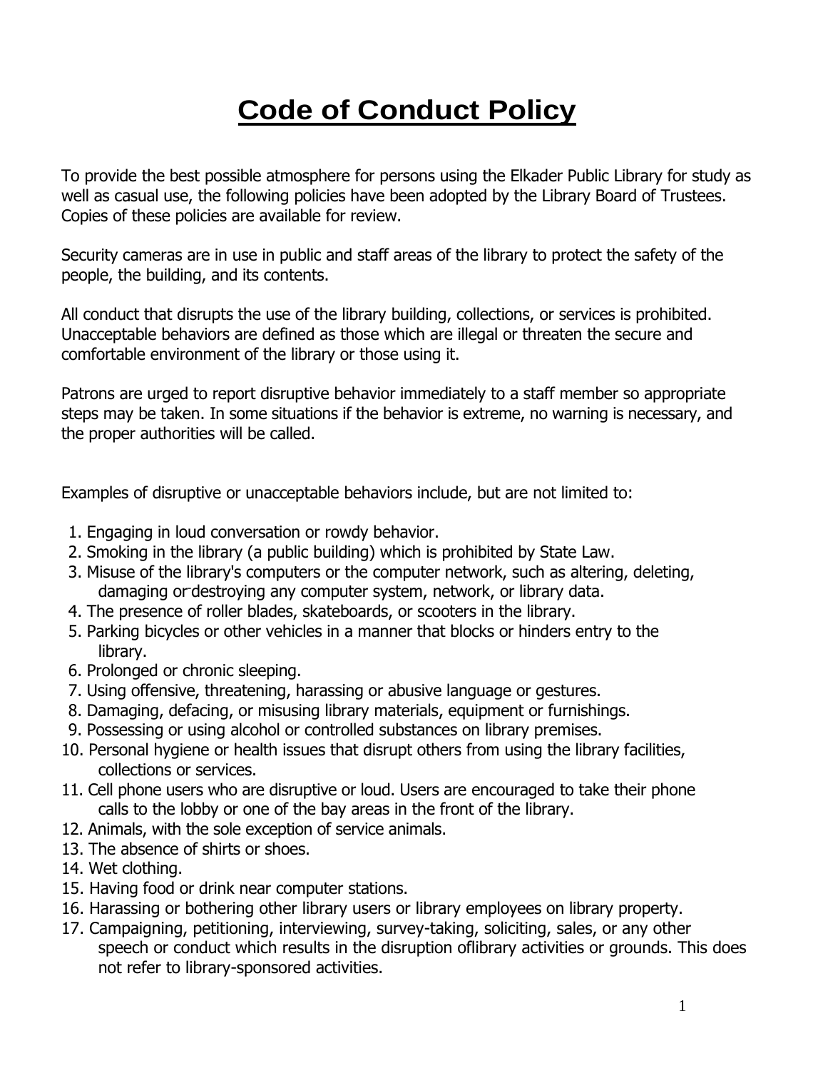# Code of Conduct Policy

To provide the best possible atmosphere for persons using the Elkader Public Library for study as well as casual use, the following policies have been adopted by the Library Board of Trustees. Copies of these policies are available for review.

Security cameras are in use in public and staff areas of the library to protect the safety of the people, the building, and its contents.

All conduct that disrupts the use of the library building, collections, or services is prohibited. Unacceptable behaviors are defined as those which are illegal or threaten the secure and comfortable environment of the library or those using it.

Patrons are urged to report disruptive behavior immediately to a staff member so appropriate steps may be taken. In some situations if the behavior is extreme, no warning is necessary, and the proper authorities will be called.

Examples of disruptive or unacceptable behaviors include, but are not limited to:

1. Engaging in loud conversation or rowdy behavior.
2. Smoking in the library (a public building) which is prohibited by State Law.
3. Misuse of the library's computers or the computer network, such as altering, deleting, damaging or destroying any computer system, network, or library data.
4. The presence of roller blades, skateboards, or scooters in the library.
5. Parking bicycles or other vehicles in a manner that blocks or hinders entry to the library.
6. Prolonged or chronic sleeping.
7. Using offensive, threatening, harassing or abusive language or gestures.
8. Damaging, defacing, or misusing library materials, equipment or furnishings.
9. Possessing or using alcohol or controlled substances on library premises.
10. Personal hygiene or health issues that disrupt others from using the library facilities, collections or services.
11. Cell phone users who are disruptive or loud. Users are encouraged to take their phone calls to the lobby or one of the bay areas in the front of the library.
12. Animals, with the sole exception of service animals.
13. The absence of shirts or shoes.
14. Wet clothing.
15. Having food or drink near computer stations.
16. Harassing or bothering other library users or library employees on library property.
17. Campaigning, petitioning, interviewing, survey-taking, soliciting, sales, or any other speech or conduct which results in the disruption oflibrary activities or grounds. This does not refer to library-sponsored activities.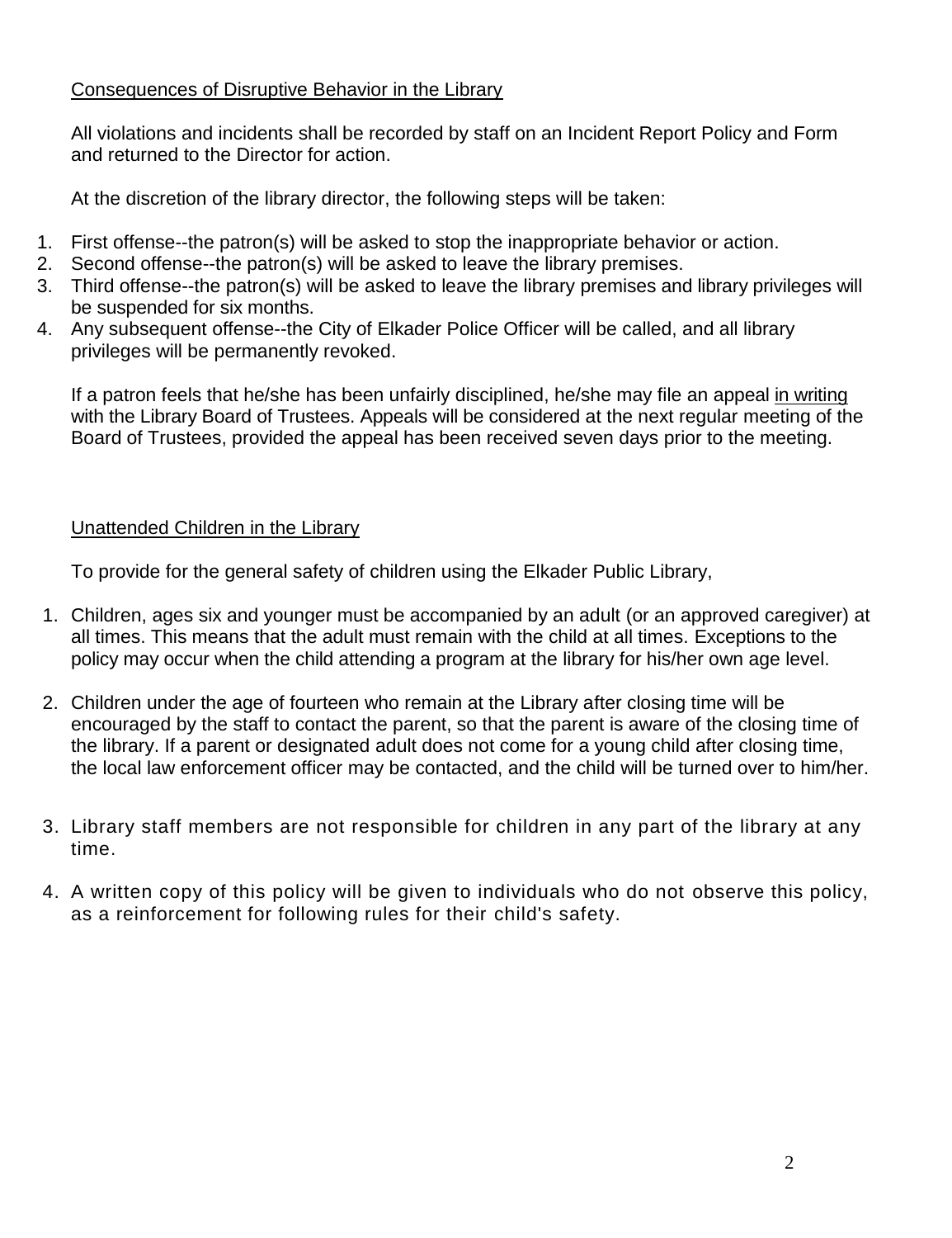## Consequences of Disruptive Behavior in the Library

All violations and incidents shall be recorded by staff on an Incident Report Policy and Form and returned to the Director for action.

At the discretion of the library director, the following steps will be taken:

1. First offense--the patron(s) will be asked to stop the inappropriate behavior or action.
2. Second offense--the patron(s) will be asked to leave the library premises.
3. Third offense--the patron(s) will be asked to leave the library premises and library privileges will be suspended for six months.
4. Any subsequent offense--the City of Elkader Police Officer will be called, and all library privileges will be permanently revoked.

If a patron feels that he/she has been unfairly disciplined, he/she may file an appeal in writing with the Library Board of Trustees. Appeals will be considered at the next regular meeting of the Board of Trustees, provided the appeal has been received seven days prior to the meeting.

## Unattended Children in the Library

To provide for the general safety of children using the Elkader Public Library,

1. Children, ages six and younger must be accompanied by an adult (or an approved caregiver) at all times. This means that the adult must remain with the child at all times. Exceptions to the policy may occur when the child attending a program at the library for his/her own age level.

2. Children under the age of fourteen who remain at the Library after closing time will be encouraged by the staff to contact the parent, so that the parent is aware of the closing time of the library. If a parent or designated adult does not come for a young child after closing time, the local law enforcement officer may be contacted, and the child will be turned over to him/her.

3. Library staff members are not responsible for children in any part of the library at any time.

4. A written copy of this policy will be given to individuals who do not observe this policy, as a reinforcement for following rules for their child's safety.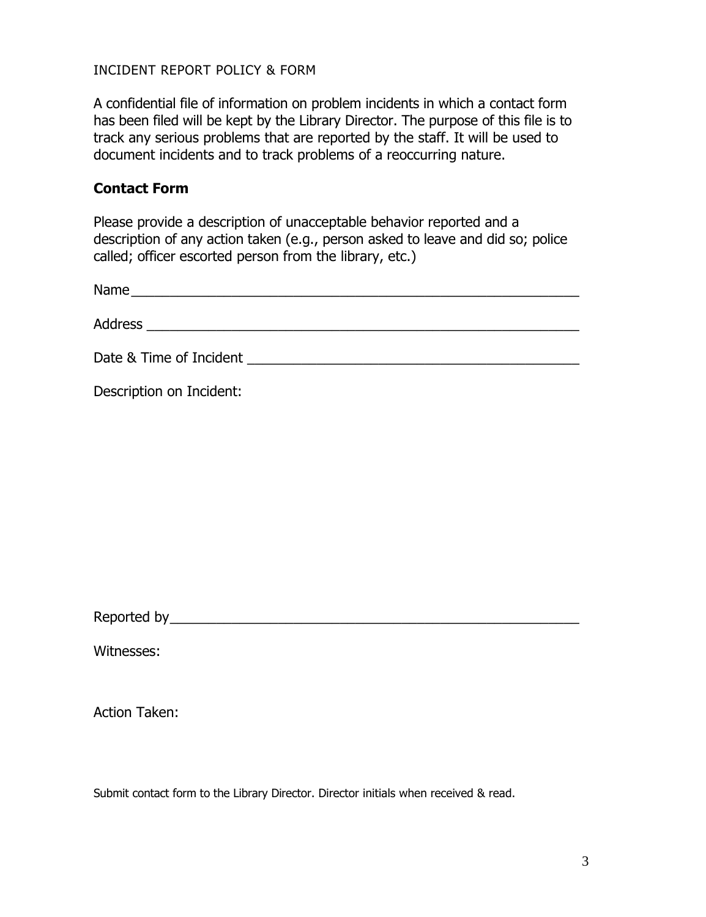INCIDENT REPORT POLICY & FORM

A confidential file of information on problem incidents in which a contact form has been filed will be kept by the Library Director. The purpose of this file is to track any serious problems that are reported by the staff. It will be used to document incidents and to track problems of a reoccurring nature.

## Contact Form

Please provide a description of unacceptable behavior reported and a description of any action taken (e.g., person asked to leave and did so; police called; officer escorted person from the library, etc.)

Name\_\_\_\_\_\_\_\_\_\_\_\_\_\_\_\_\_\_\_\_\_\_\_\_\_\_\_\_\_\_\_\_\_\_\_\_\_\_\_\_\_\_\_\_\_\_\_\_\_\_\_\_\_\_\_

Address \_\_\_\_\_\_\_\_\_\_\_\_\_\_\_\_\_\_\_\_\_\_\_\_\_\_\_\_\_\_\_\_\_\_\_\_\_\_\_\_\_\_\_\_\_\_\_\_\_\_\_\_

Date & Time of Incident \_\_\_\_\_\_\_\_\_\_\_\_\_\_\_\_\_\_\_\_\_\_\_\_\_\_\_\_\_\_\_\_\_\_\_\_\_\_\_\_\_

Description on Incident:

Reported by\_\_\_\_\_\_\_\_\_\_\_\_\_\_\_\_\_\_\_\_\_\_\_\_\_\_\_\_\_\_\_\_\_\_\_\_\_\_\_\_\_\_\_\_\_\_\_\_\_\_

Witnesses:

Action Taken:

Submit contact form to the Library Director. Director initials when received & read.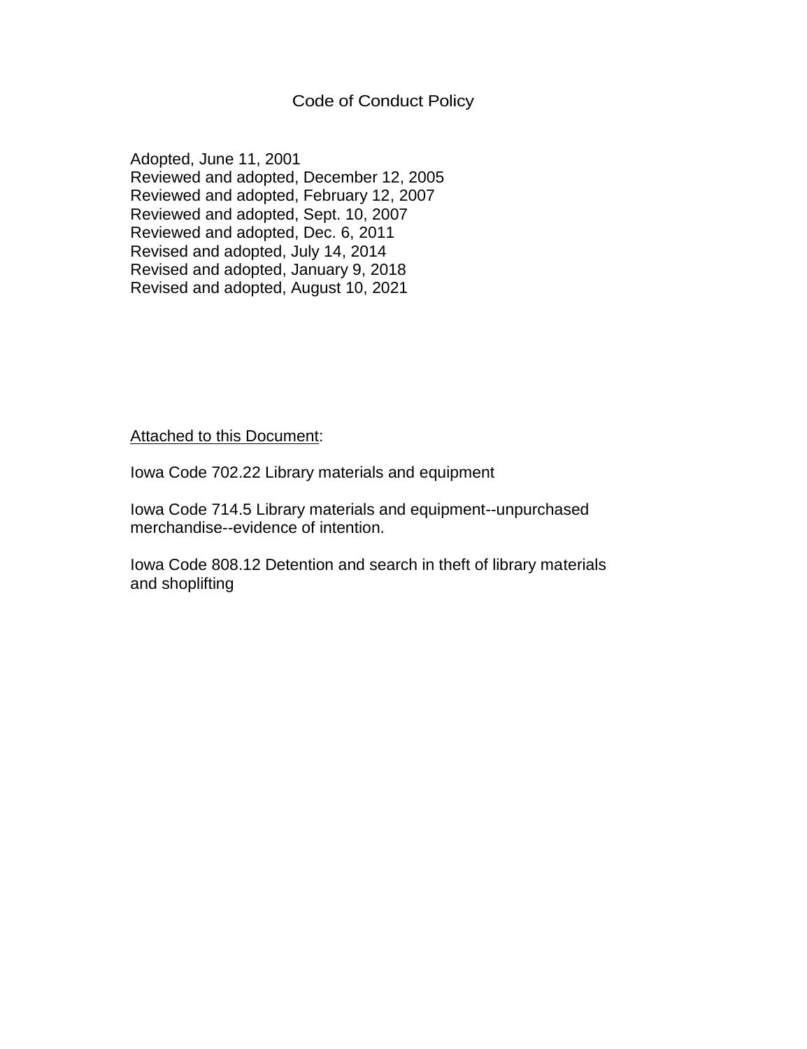# Code of Conduct Policy

Adopted, June 11, 2001
Reviewed and adopted, December 12, 2005
Reviewed and adopted, February 12, 2007
Reviewed and adopted, Sept. 10, 2007
Reviewed and adopted, Dec. 6, 2011
Revised and adopted, July 14, 2014
Revised and adopted, January 9, 2018
Revised and adopted, August 10, 2021

Attached to this Document:

Iowa Code 702.22 Library materials and equipment

Iowa Code 714.5 Library materials and equipment--unpurchased merchandise--evidence of intention.

Iowa Code 808.12 Detention and search in theft of library materials and shoplifting